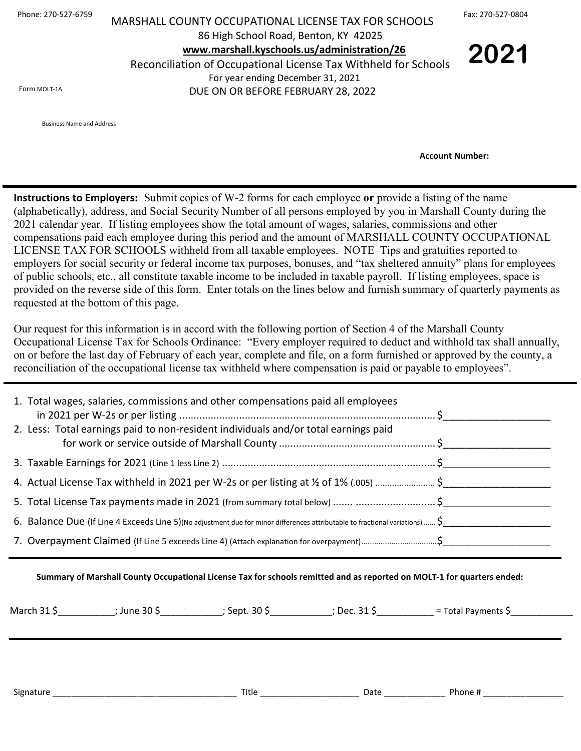Phone: 270-527-6759

Fax: 270-527-0804

# MARSHALL COUNTY OCCUPATIONAL LICENSE TAX FOR SCHOOLS

86 High School Road, Benton, KY 42025

**www.marshall.kyschools.us/administration/26**

Reconciliation of Occupational License Tax Withheld for Schools

For year ending December 31, 2021

DUE ON OR BEFORE FEBRUARY 28, 2022

# 2021

Form MOLT-1A

Business Name and Address

**Account Number:**

---

**Instructions to Employers:** Submit copies of W-2 forms for each employee **or** provide a listing of the name (alphabetically), address, and Social Security Number of all persons employed by you in Marshall County during the 2021 calendar year. If listing employees show the total amount of wages, salaries, commissions and other compensations paid each employee during this period and the amount of MARSHALL COUNTY OCCUPATIONAL LICENSE TAX FOR SCHOOLS withheld from all taxable employees. NOTE–Tips and gratuities reported to employers for social security or federal income tax purposes, bonuses, and "tax sheltered annuity" plans for employees of public schools, etc., all constitute taxable income to be included in taxable payroll. If listing employees, space is provided on the reverse side of this form. Enter totals on the lines below and furnish summary of quarterly payments as requested at the bottom of this page.

Our request for this information is in accord with the following portion of Section 4 of the Marshall County Occupational License Tax for Schools Ordinance: "Every employer required to deduct and withhold tax shall annually, on or before the last day of February of each year, complete and file, on a form furnished or approved by the county, a reconciliation of the occupational license tax withheld where compensation is paid or payable to employees".

---

1. Total wages, salaries, commissions and other compensations paid all employees in 2021 per W-2s or per listing ........................................................................................ $__________________
2. Less: Total earnings paid to non-resident individuals and/or total earnings paid for work or service outside of Marshall County ...................................................... $__________________
3. Taxable Earnings for 2021 (Line 1 less Line 2) .......................................................................... $__________________
4. Actual License Tax withheld in 2021 per W-2s or per listing at ½ of 1% (.005) ......................... $__________________
5. Total License Tax payments made in 2021 (from summary total below) ....... ........................... $__________________
6. Balance Due (If Line 4 Exceeds Line 5)(No adjustment due for minor differences attributable to fractional variations) ...... $__________________
7. Overpayment Claimed (If Line 5 exceeds Line 4) (Attach explanation for overpayment)................................. $__________________

---

**Summary of Marshall County Occupational License Tax for schools remitted and as reported on MOLT-1 for quarters ended:**

March 31 $__________; June 30 $___________; Sept. 30 $___________; Dec. 31 $__________ = Total Payments $____________

---

Signature _____________________________________ Title ____________________ Date ____________ Phone # ________________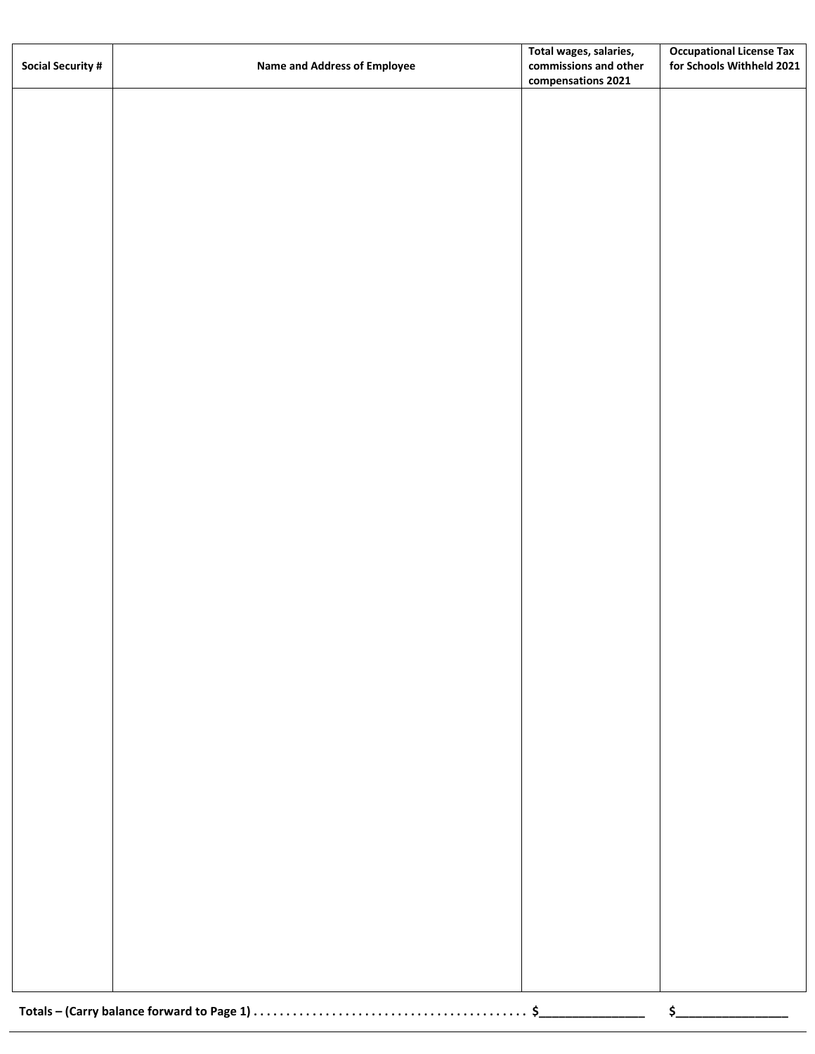| Social Security # | Name and Address of Employee | Total wages, salaries, commissions and other compensations 2021 | Occupational License Tax for Schools Withheld 2021 |
|---|---|---|---|
| | | | |

**Totals – (Carry balance forward to Page 1) . . . . . . . . . . . . . . . . . . . . . . . . . . . . . . . . . . . . . . . . . . $\_\_\_\_\_\_\_\_\_\_\_\_\_\_\_\_ $\_\_\_\_\_\_\_\_\_\_\_\_\_\_\_\_\_**